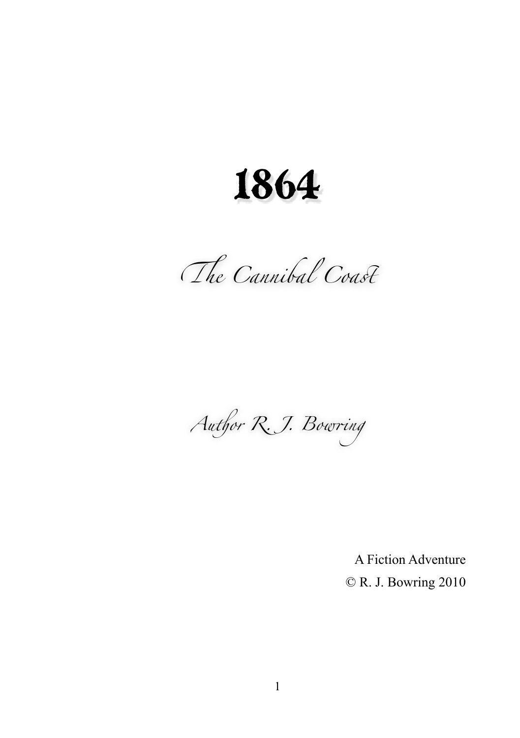# 1864

## The Cannibal Coast

*Author R. J. Bowring*

A Fiction Adventure

© R. J. Bowring 2010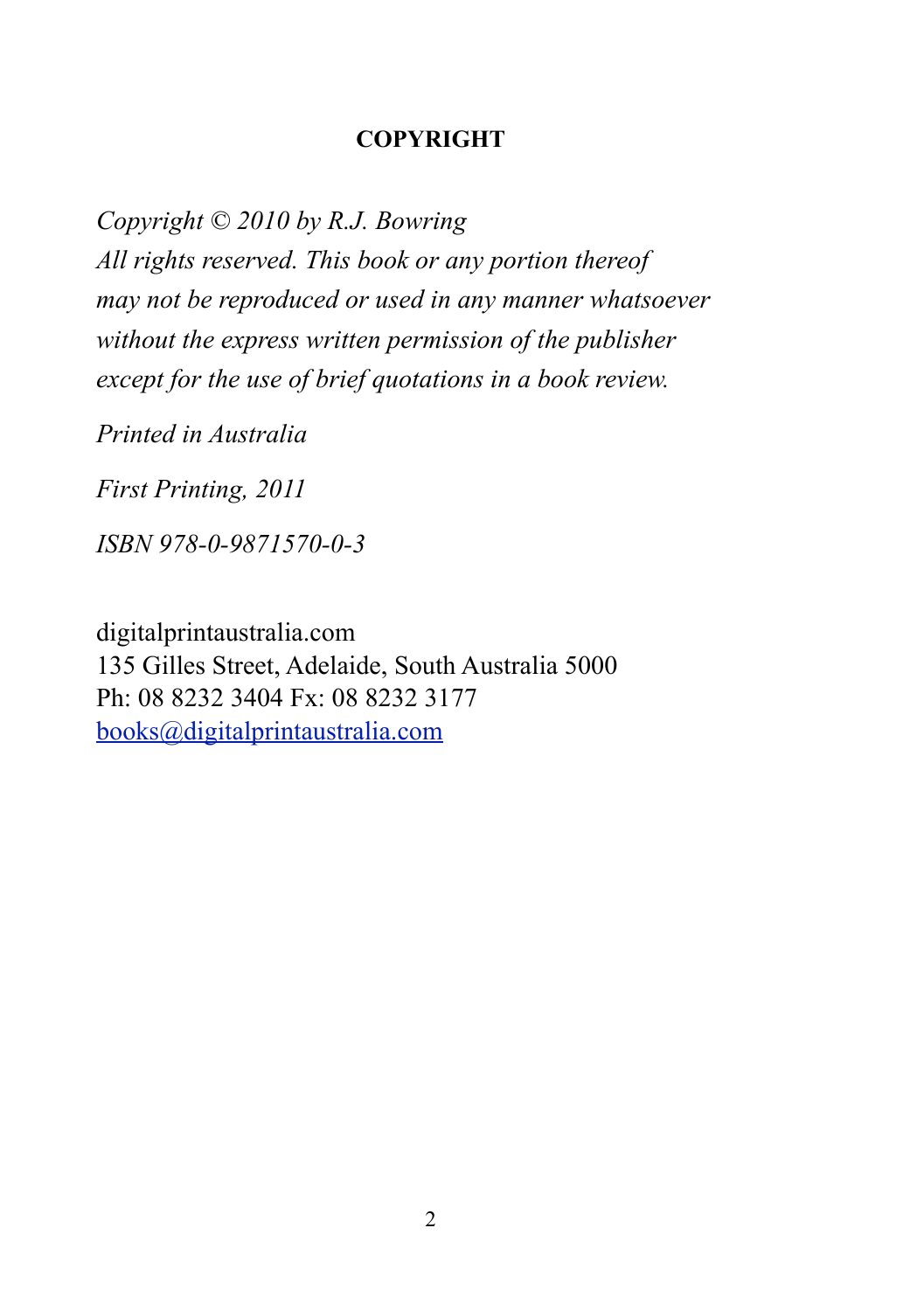## COPYRIGHT

*Copyright © 2010 by R.J. Bowring*
*All rights reserved. This book or any portion thereof*
*may not be reproduced or used in any manner whatsoever*
*without the express written permission of the publisher*
*except for the use of brief quotations in a book review.*

*Printed in Australia*

*First Printing, 2011*

*ISBN 978-0-9871570-0-3*

digitalprintaustralia.com
135 Gilles Street, Adelaide, South Australia 5000
Ph: 08 8232 3404 Fx: 08 8232 3177
books@digitalprintaustralia.com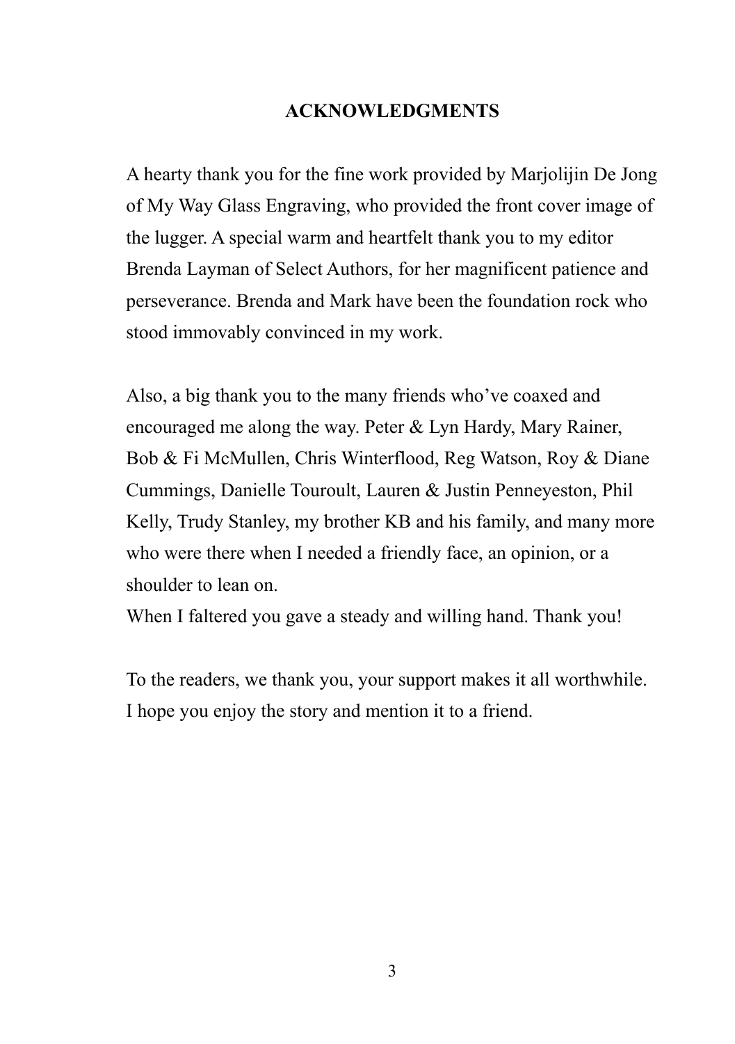# ACKNOWLEDGMENTS

A hearty thank you for the fine work provided by Marjolijin De Jong of My Way Glass Engraving, who provided the front cover image of the lugger. A special warm and heartfelt thank you to my editor Brenda Layman of Select Authors, for her magnificent patience and perseverance. Brenda and Mark have been the foundation rock who stood immovably convinced in my work.

Also, a big thank you to the many friends who've coaxed and encouraged me along the way. Peter & Lyn Hardy, Mary Rainer, Bob & Fi McMullen, Chris Winterflood, Reg Watson, Roy & Diane Cummings, Danielle Touroult, Lauren & Justin Penneyeston, Phil Kelly, Trudy Stanley, my brother KB and his family, and many more who were there when I needed a friendly face, an opinion, or a shoulder to lean on.
When I faltered you gave a steady and willing hand. Thank you!

To the readers, we thank you, your support makes it all worthwhile. I hope you enjoy the story and mention it to a friend.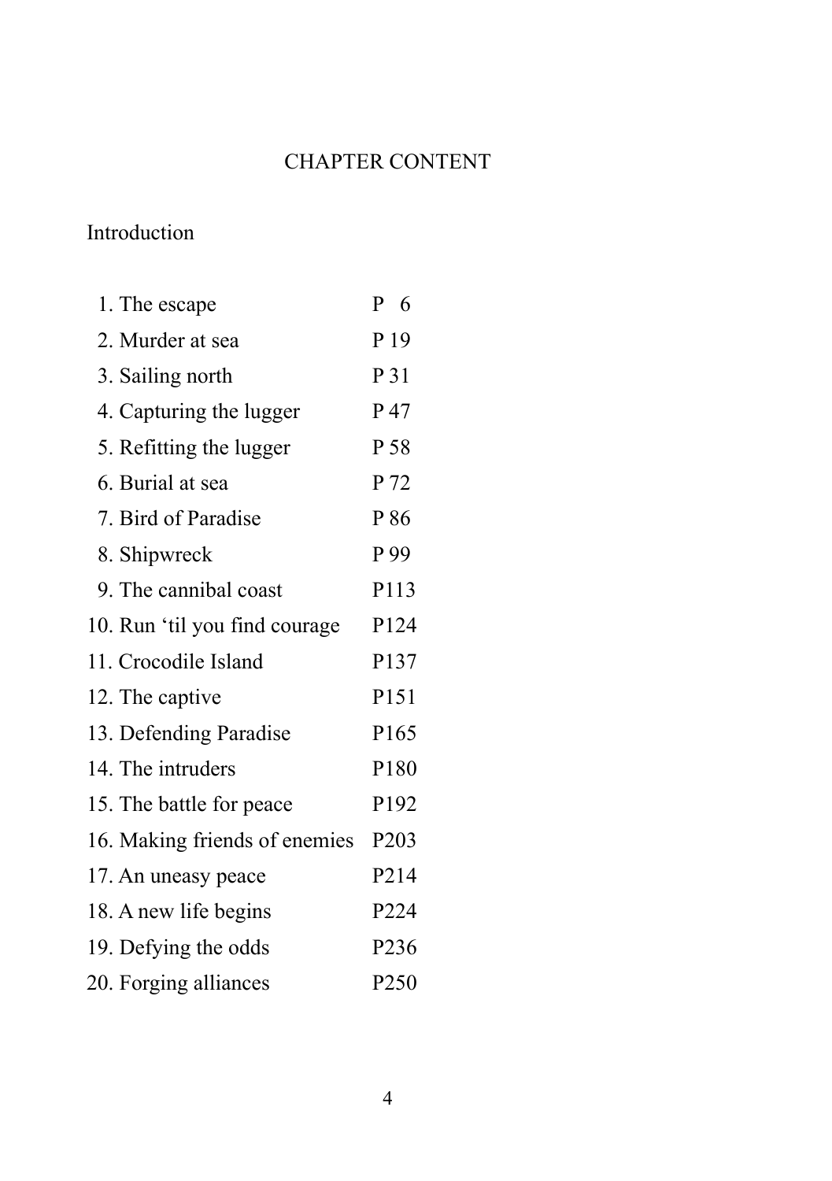# CHAPTER CONTENT

Introduction

| | |
|---|---|
| 1. The escape | P 6 |
| 2. Murder at sea | P 19 |
| 3. Sailing north | P 31 |
| 4. Capturing the lugger | P 47 |
| 5. Refitting the lugger | P 58 |
| 6. Burial at sea | P 72 |
| 7. Bird of Paradise | P 86 |
| 8. Shipwreck | P 99 |
| 9. The cannibal coast | P113 |
| 10. Run 'til you find courage | P124 |
| 11. Crocodile Island | P137 |
| 12. The captive | P151 |
| 13. Defending Paradise | P165 |
| 14. The intruders | P180 |
| 15. The battle for peace | P192 |
| 16. Making friends of enemies | P203 |
| 17. An uneasy peace | P214 |
| 18. A new life begins | P224 |
| 19. Defying the odds | P236 |
| 20. Forging alliances | P250 |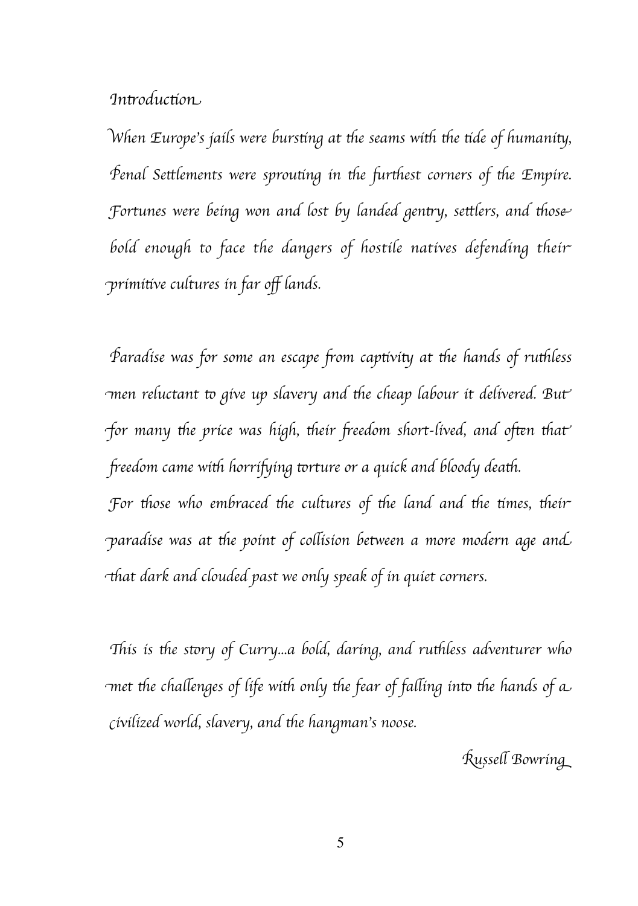# Introduction

When Europe's jails were bursting at the seams with the tide of humanity, Penal Settlements were sprouting in the furthest corners of the Empire. Fortunes were being won and lost by landed gentry, settlers, and those bold enough to face the dangers of hostile natives defending their primitive cultures in far off lands.

Paradise was for some an escape from captivity at the hands of ruthless men reluctant to give up slavery and the cheap labour it delivered. But for many the price was high, their freedom short-lived, and often that freedom came with horrifying torture or a quick and bloody death.

For those who embraced the cultures of the land and the times, their paradise was at the point of collision between a more modern age and that dark and clouded past we only speak of in quiet corners.

This is the story of Curry...a bold, daring, and ruthless adventurer who met the challenges of life with only the fear of falling into the hands of a civilized world, slavery, and the hangman's noose.

Russell Bowring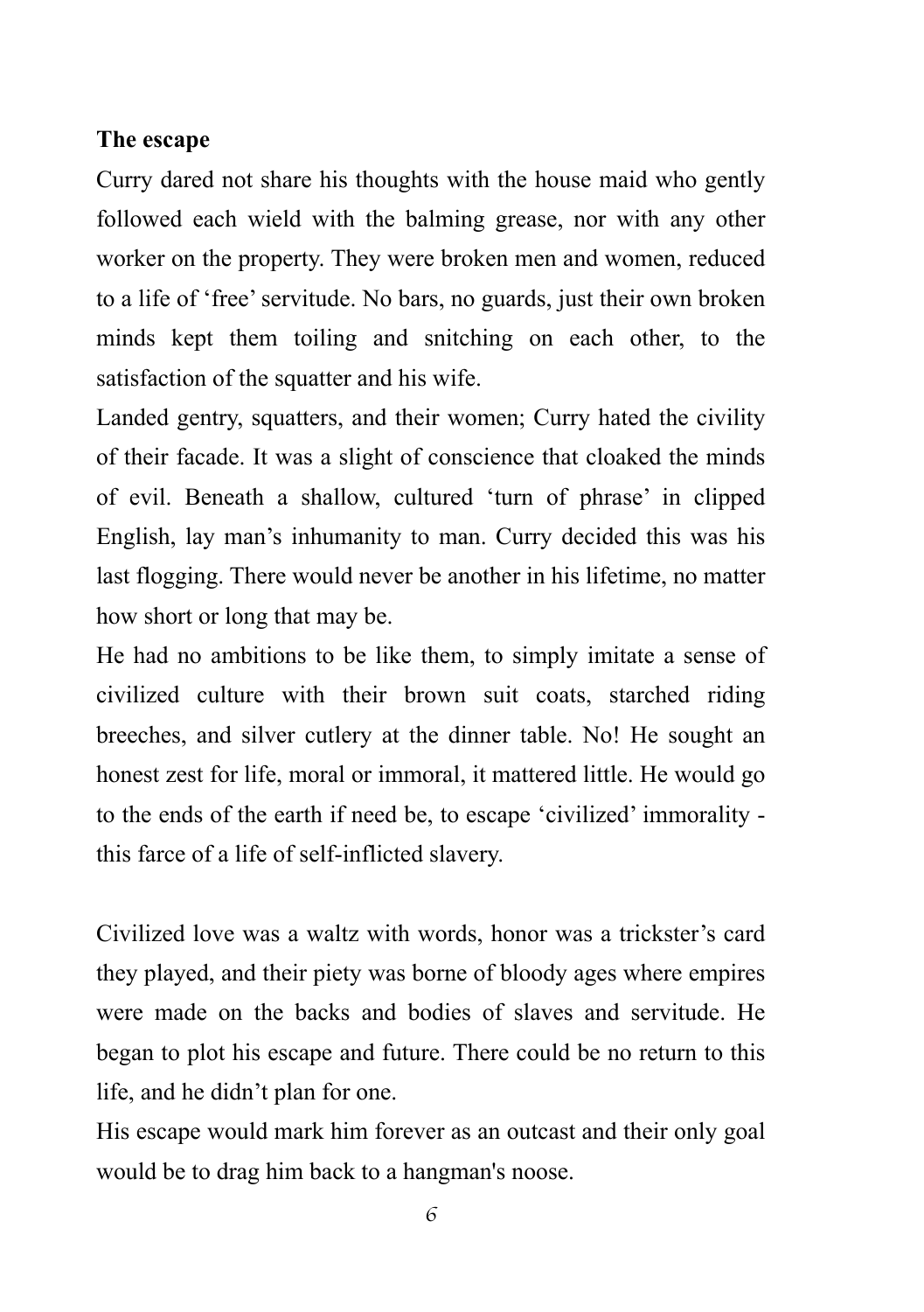**The escape**

Curry dared not share his thoughts with the house maid who gently followed each wield with the balming grease, nor with any other worker on the property. They were broken men and women, reduced to a life of 'free' servitude. No bars, no guards, just their own broken minds kept them toiling and snitching on each other, to the satisfaction of the squatter and his wife.

Landed gentry, squatters, and their women; Curry hated the civility of their facade. It was a slight of conscience that cloaked the minds of evil. Beneath a shallow, cultured 'turn of phrase' in clipped English, lay man's inhumanity to man. Curry decided this was his last flogging. There would never be another in his lifetime, no matter how short or long that may be.

He had no ambitions to be like them, to simply imitate a sense of civilized culture with their brown suit coats, starched riding breeches, and silver cutlery at the dinner table. No! He sought an honest zest for life, moral or immoral, it mattered little. He would go to the ends of the earth if need be, to escape 'civilized' immorality - this farce of a life of self-inflicted slavery.

Civilized love was a waltz with words, honor was a trickster's card they played, and their piety was borne of bloody ages where empires were made on the backs and bodies of slaves and servitude. He began to plot his escape and future. There could be no return to this life, and he didn't plan for one.

His escape would mark him forever as an outcast and their only goal would be to drag him back to a hangman's noose.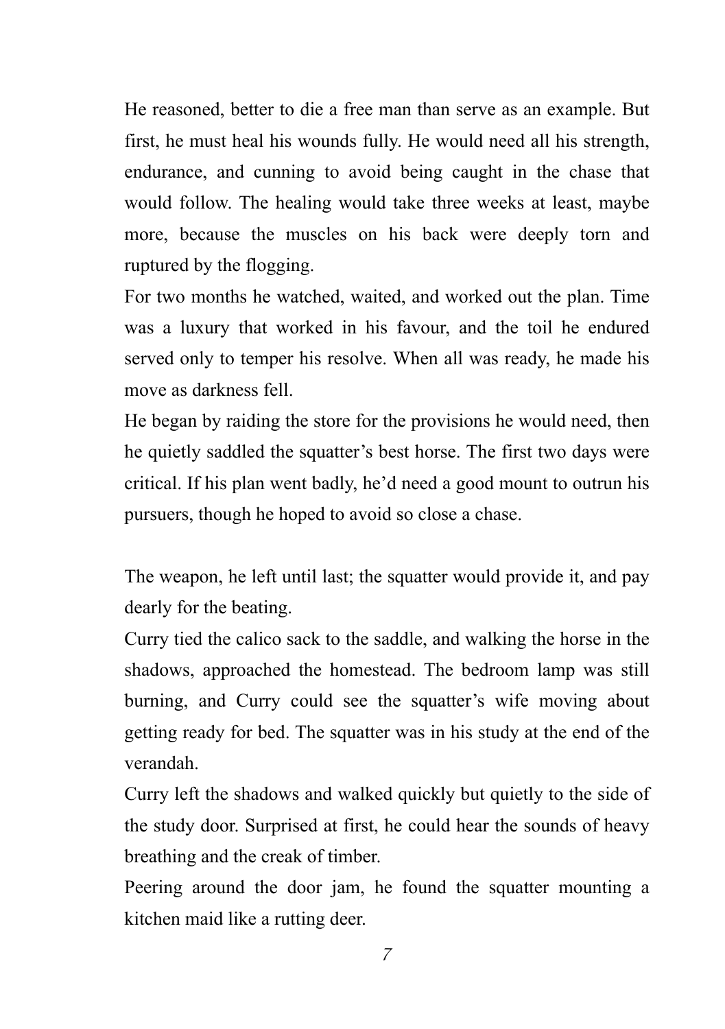He reasoned, better to die a free man than serve as an example. But first, he must heal his wounds fully. He would need all his strength, endurance, and cunning to avoid being caught in the chase that would follow. The healing would take three weeks at least, maybe more, because the muscles on his back were deeply torn and ruptured by the flogging.

For two months he watched, waited, and worked out the plan. Time was a luxury that worked in his favour, and the toil he endured served only to temper his resolve. When all was ready, he made his move as darkness fell.

He began by raiding the store for the provisions he would need, then he quietly saddled the squatter's best horse. The first two days were critical. If his plan went badly, he'd need a good mount to outrun his pursuers, though he hoped to avoid so close a chase.

The weapon, he left until last; the squatter would provide it, and pay dearly for the beating.

Curry tied the calico sack to the saddle, and walking the horse in the shadows, approached the homestead. The bedroom lamp was still burning, and Curry could see the squatter's wife moving about getting ready for bed. The squatter was in his study at the end of the verandah.

Curry left the shadows and walked quickly but quietly to the side of the study door. Surprised at first, he could hear the sounds of heavy breathing and the creak of timber.

Peering around the door jam, he found the squatter mounting a kitchen maid like a rutting deer.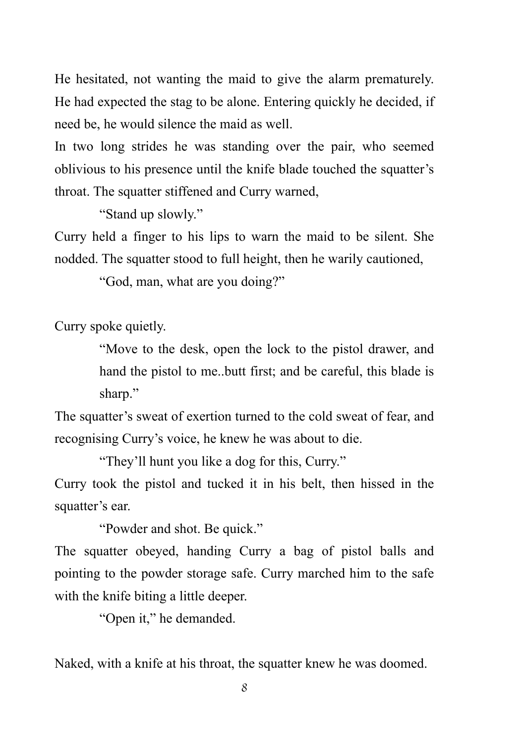He hesitated, not wanting the maid to give the alarm prematurely. He had expected the stag to be alone. Entering quickly he decided, if need be, he would silence the maid as well.

In two long strides he was standing over the pair, who seemed oblivious to his presence until the knife blade touched the squatter's throat. The squatter stiffened and Curry warned,

"Stand up slowly."

Curry held a finger to his lips to warn the maid to be silent. She nodded. The squatter stood to full height, then he warily cautioned,

"God, man, what are you doing?"

Curry spoke quietly.

> "Move to the desk, open the lock to the pistol drawer, and hand the pistol to me..butt first; and be careful, this blade is sharp."

The squatter's sweat of exertion turned to the cold sweat of fear, and recognising Curry's voice, he knew he was about to die.

"They'll hunt you like a dog for this, Curry."

Curry took the pistol and tucked it in his belt, then hissed in the squatter's ear.

"Powder and shot. Be quick."

The squatter obeyed, handing Curry a bag of pistol balls and pointing to the powder storage safe. Curry marched him to the safe with the knife biting a little deeper.

"Open it," he demanded.

Naked, with a knife at his throat, the squatter knew he was doomed.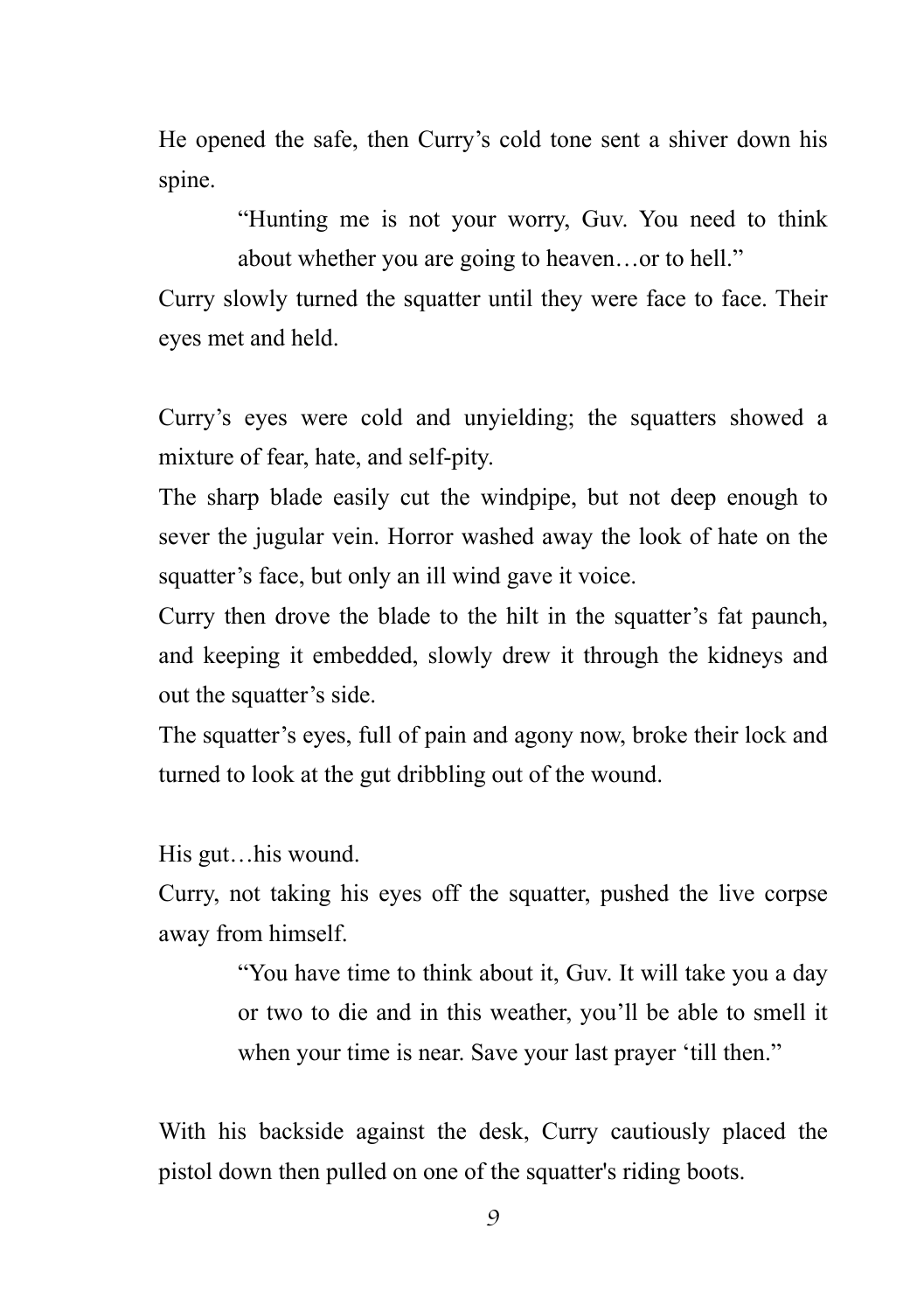He opened the safe, then Curry's cold tone sent a shiver down his spine.

> "Hunting me is not your worry, Guv. You need to think about whether you are going to heaven…or to hell."

Curry slowly turned the squatter until they were face to face. Their eyes met and held.

Curry's eyes were cold and unyielding; the squatters showed a mixture of fear, hate, and self-pity.

The sharp blade easily cut the windpipe, but not deep enough to sever the jugular vein. Horror washed away the look of hate on the squatter's face, but only an ill wind gave it voice.

Curry then drove the blade to the hilt in the squatter's fat paunch, and keeping it embedded, slowly drew it through the kidneys and out the squatter's side.

The squatter's eyes, full of pain and agony now, broke their lock and turned to look at the gut dribbling out of the wound.

His gut…his wound.

Curry, not taking his eyes off the squatter, pushed the live corpse away from himself.

> "You have time to think about it, Guv. It will take you a day or two to die and in this weather, you'll be able to smell it when your time is near. Save your last prayer 'till then."

With his backside against the desk, Curry cautiously placed the pistol down then pulled on one of the squatter's riding boots.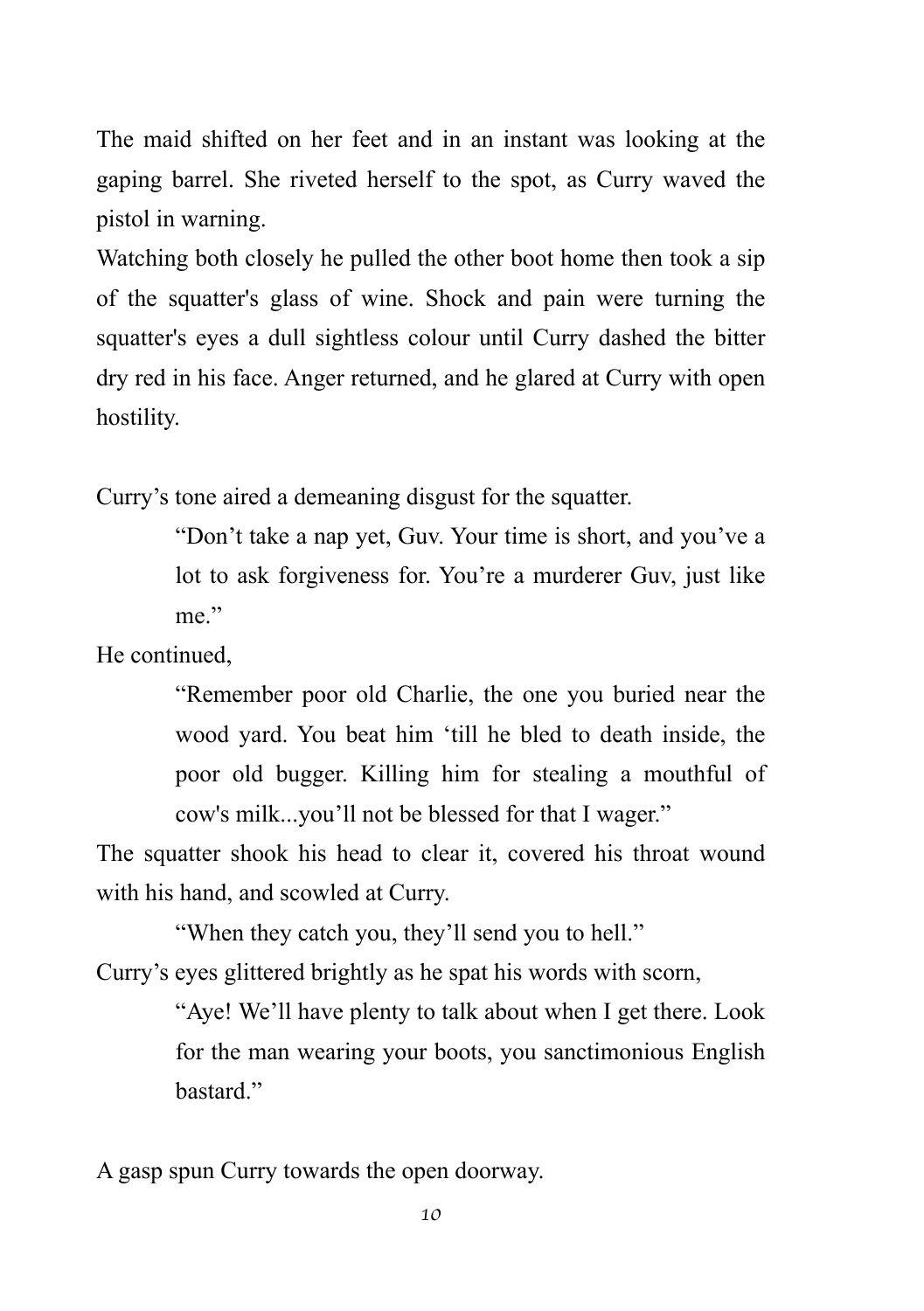The maid shifted on her feet and in an instant was looking at the gaping barrel. She riveted herself to the spot, as Curry waved the pistol in warning.

Watching both closely he pulled the other boot home then took a sip of the squatter's glass of wine. Shock and pain were turning the squatter's eyes a dull sightless colour until Curry dashed the bitter dry red in his face. Anger returned, and he glared at Curry with open hostility.

Curry's tone aired a demeaning disgust for the squatter.

> "Don't take a nap yet, Guv. Your time is short, and you've a lot to ask forgiveness for. You're a murderer Guv, just like me."

He continued,

> "Remember poor old Charlie, the one you buried near the wood yard. You beat him 'till he bled to death inside, the poor old bugger. Killing him for stealing a mouthful of cow's milk...you'll not be blessed for that I wager."

The squatter shook his head to clear it, covered his throat wound with his hand, and scowled at Curry.

> "When they catch you, they'll send you to hell."

Curry's eyes glittered brightly as he spat his words with scorn,

> "Aye! We'll have plenty to talk about when I get there. Look for the man wearing your boots, you sanctimonious English bastard."

A gasp spun Curry towards the open doorway.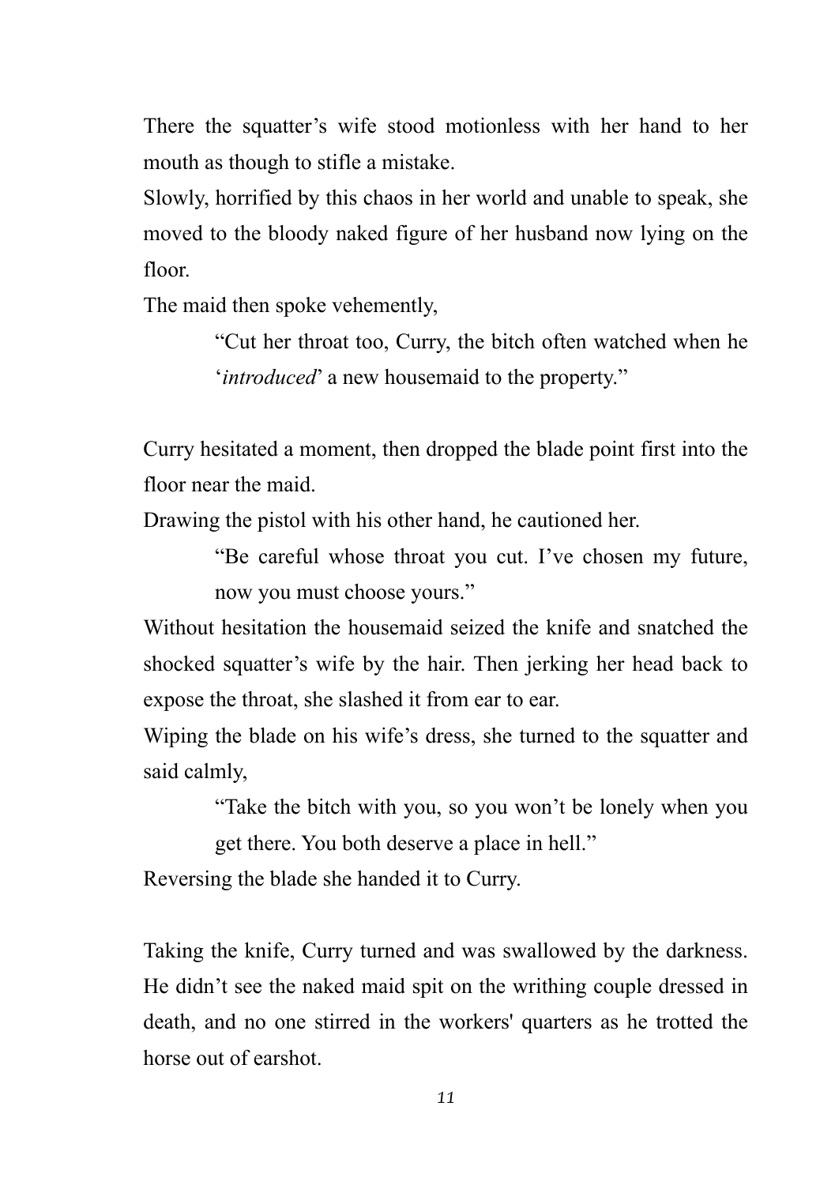There the squatter's wife stood motionless with her hand to her mouth as though to stifle a mistake.

Slowly, horrified by this chaos in her world and unable to speak, she moved to the bloody naked figure of her husband now lying on the floor.

The maid then spoke vehemently,

> "Cut her throat too, Curry, the bitch often watched when he '*introduced*' a new housemaid to the property."

Curry hesitated a moment, then dropped the blade point first into the floor near the maid.

Drawing the pistol with his other hand, he cautioned her.

> "Be careful whose throat you cut. I've chosen my future, now you must choose yours."

Without hesitation the housemaid seized the knife and snatched the shocked squatter's wife by the hair. Then jerking her head back to expose the throat, she slashed it from ear to ear.

Wiping the blade on his wife's dress, she turned to the squatter and said calmly,

> "Take the bitch with you, so you won't be lonely when you get there. You both deserve a place in hell."

Reversing the blade she handed it to Curry.

Taking the knife, Curry turned and was swallowed by the darkness. He didn't see the naked maid spit on the writhing couple dressed in death, and no one stirred in the workers' quarters as he trotted the horse out of earshot.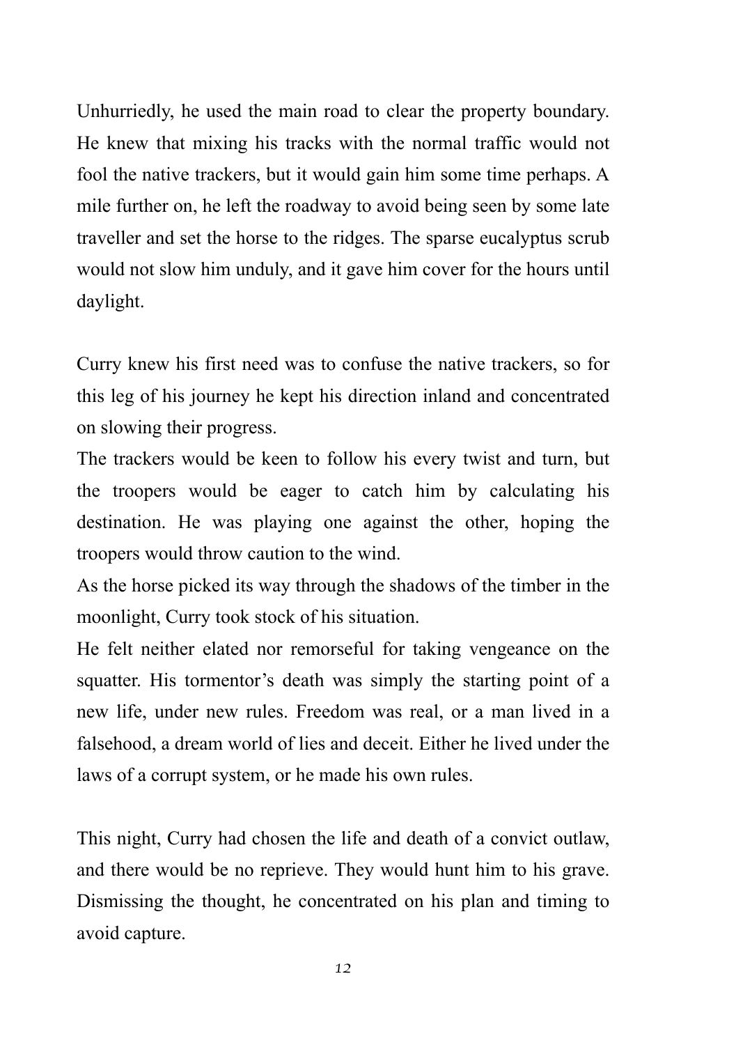Unhurriedly, he used the main road to clear the property boundary. He knew that mixing his tracks with the normal traffic would not fool the native trackers, but it would gain him some time perhaps. A mile further on, he left the roadway to avoid being seen by some late traveller and set the horse to the ridges. The sparse eucalyptus scrub would not slow him unduly, and it gave him cover for the hours until daylight.

Curry knew his first need was to confuse the native trackers, so for this leg of his journey he kept his direction inland and concentrated on slowing their progress.

The trackers would be keen to follow his every twist and turn, but the troopers would be eager to catch him by calculating his destination. He was playing one against the other, hoping the troopers would throw caution to the wind.

As the horse picked its way through the shadows of the timber in the moonlight, Curry took stock of his situation.

He felt neither elated nor remorseful for taking vengeance on the squatter. His tormentor's death was simply the starting point of a new life, under new rules. Freedom was real, or a man lived in a falsehood, a dream world of lies and deceit. Either he lived under the laws of a corrupt system, or he made his own rules.

This night, Curry had chosen the life and death of a convict outlaw, and there would be no reprieve. They would hunt him to his grave. Dismissing the thought, he concentrated on his plan and timing to avoid capture.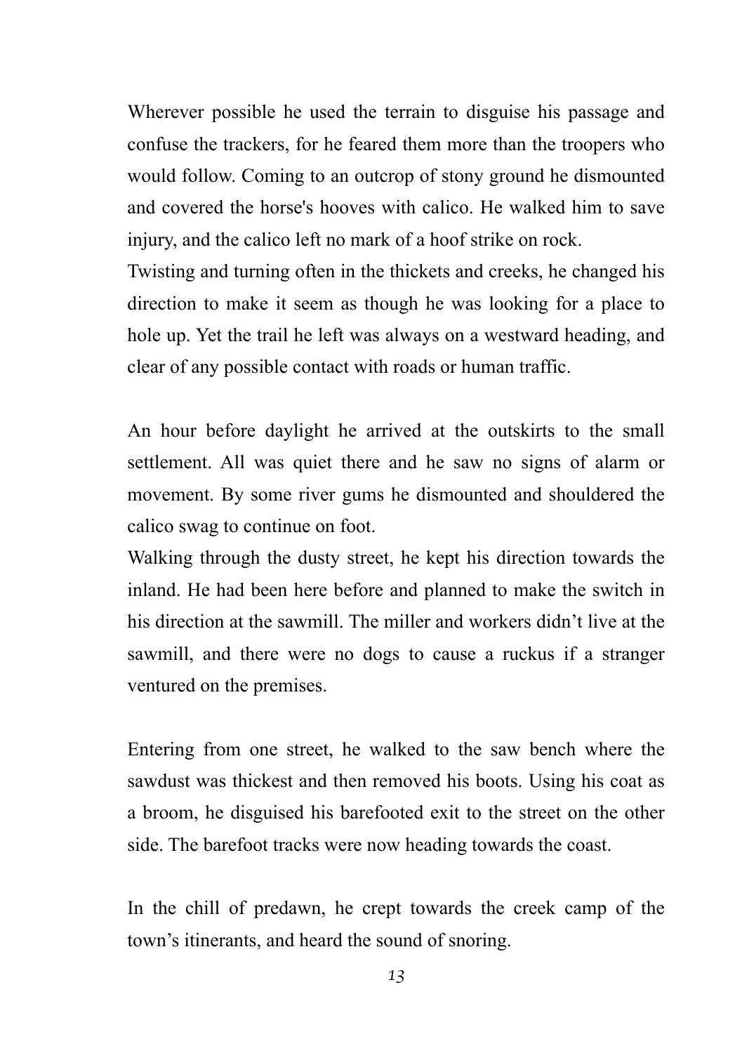Wherever possible he used the terrain to disguise his passage and confuse the trackers, for he feared them more than the troopers who would follow. Coming to an outcrop of stony ground he dismounted and covered the horse's hooves with calico. He walked him to save injury, and the calico left no mark of a hoof strike on rock.

Twisting and turning often in the thickets and creeks, he changed his direction to make it seem as though he was looking for a place to hole up. Yet the trail he left was always on a westward heading, and clear of any possible contact with roads or human traffic.

An hour before daylight he arrived at the outskirts to the small settlement. All was quiet there and he saw no signs of alarm or movement. By some river gums he dismounted and shouldered the calico swag to continue on foot.

Walking through the dusty street, he kept his direction towards the inland. He had been here before and planned to make the switch in his direction at the sawmill. The miller and workers didn’t live at the sawmill, and there were no dogs to cause a ruckus if a stranger ventured on the premises.

Entering from one street, he walked to the saw bench where the sawdust was thickest and then removed his boots. Using his coat as a broom, he disguised his barefooted exit to the street on the other side. The barefoot tracks were now heading towards the coast.

In the chill of predawn, he crept towards the creek camp of the town’s itinerants, and heard the sound of snoring.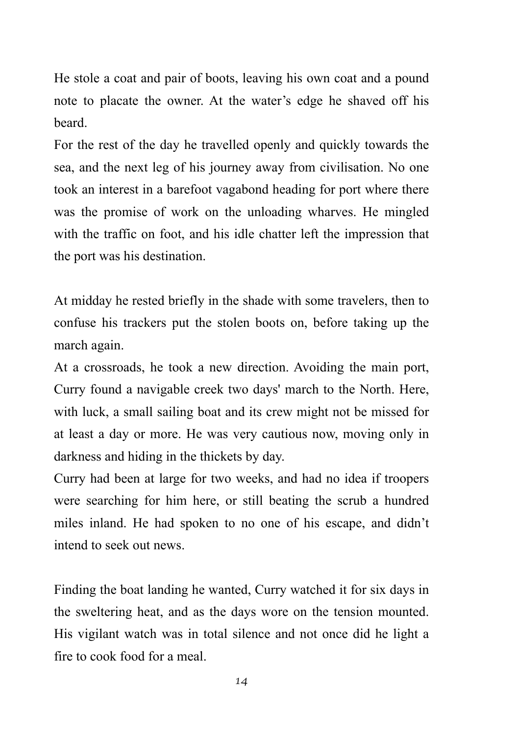He stole a coat and pair of boots, leaving his own coat and a pound note to placate the owner. At the water's edge he shaved off his beard.

For the rest of the day he travelled openly and quickly towards the sea, and the next leg of his journey away from civilisation. No one took an interest in a barefoot vagabond heading for port where there was the promise of work on the unloading wharves. He mingled with the traffic on foot, and his idle chatter left the impression that the port was his destination.

At midday he rested briefly in the shade with some travelers, then to confuse his trackers put the stolen boots on, before taking up the march again.

At a crossroads, he took a new direction. Avoiding the main port, Curry found a navigable creek two days' march to the North. Here, with luck, a small sailing boat and its crew might not be missed for at least a day or more. He was very cautious now, moving only in darkness and hiding in the thickets by day.

Curry had been at large for two weeks, and had no idea if troopers were searching for him here, or still beating the scrub a hundred miles inland. He had spoken to no one of his escape, and didn't intend to seek out news.

Finding the boat landing he wanted, Curry watched it for six days in the sweltering heat, and as the days wore on the tension mounted. His vigilant watch was in total silence and not once did he light a fire to cook food for a meal.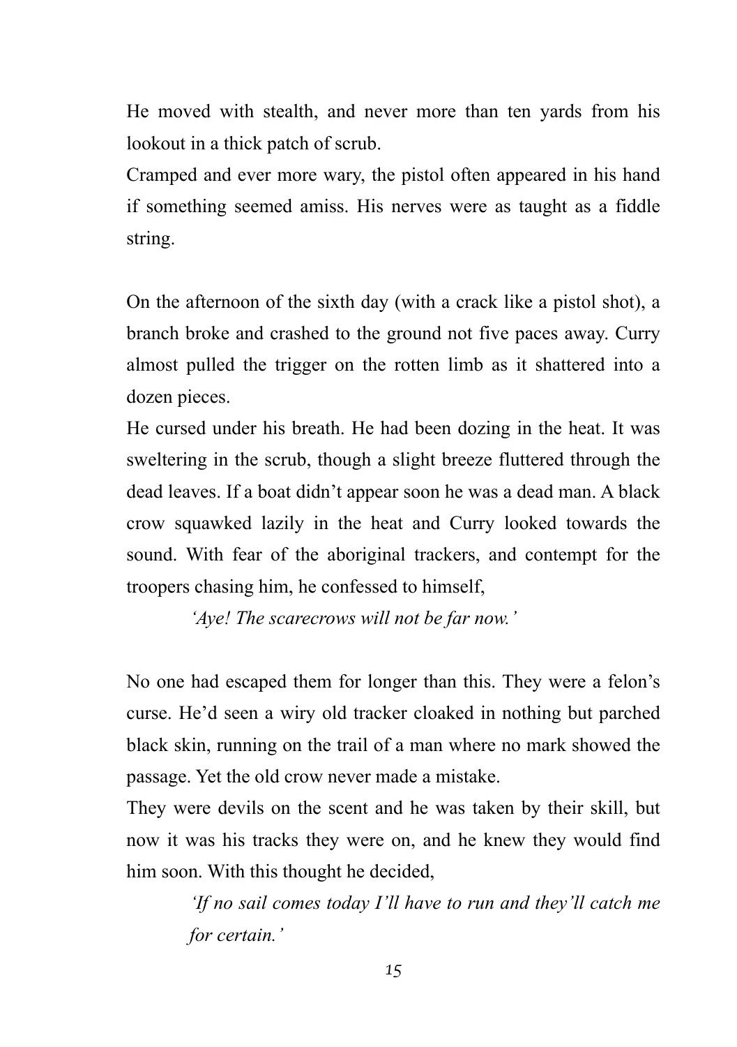He moved with stealth, and never more than ten yards from his lookout in a thick patch of scrub.

Cramped and ever more wary, the pistol often appeared in his hand if something seemed amiss. His nerves were as taught as a fiddle string.

On the afternoon of the sixth day (with a crack like a pistol shot), a branch broke and crashed to the ground not five paces away. Curry almost pulled the trigger on the rotten limb as it shattered into a dozen pieces.

He cursed under his breath. He had been dozing in the heat. It was sweltering in the scrub, though a slight breeze fluttered through the dead leaves. If a boat didn't appear soon he was a dead man. A black crow squawked lazily in the heat and Curry looked towards the sound. With fear of the aboriginal trackers, and contempt for the troopers chasing him, he confessed to himself,

> *'Aye! The scarecrows will not be far now.'*

No one had escaped them for longer than this. They were a felon's curse. He'd seen a wiry old tracker cloaked in nothing but parched black skin, running on the trail of a man where no mark showed the passage. Yet the old crow never made a mistake.

They were devils on the scent and he was taken by their skill, but now it was his tracks they were on, and he knew they would find him soon. With this thought he decided,

> *'If no sail comes today I'll have to run and they'll catch me for certain.'*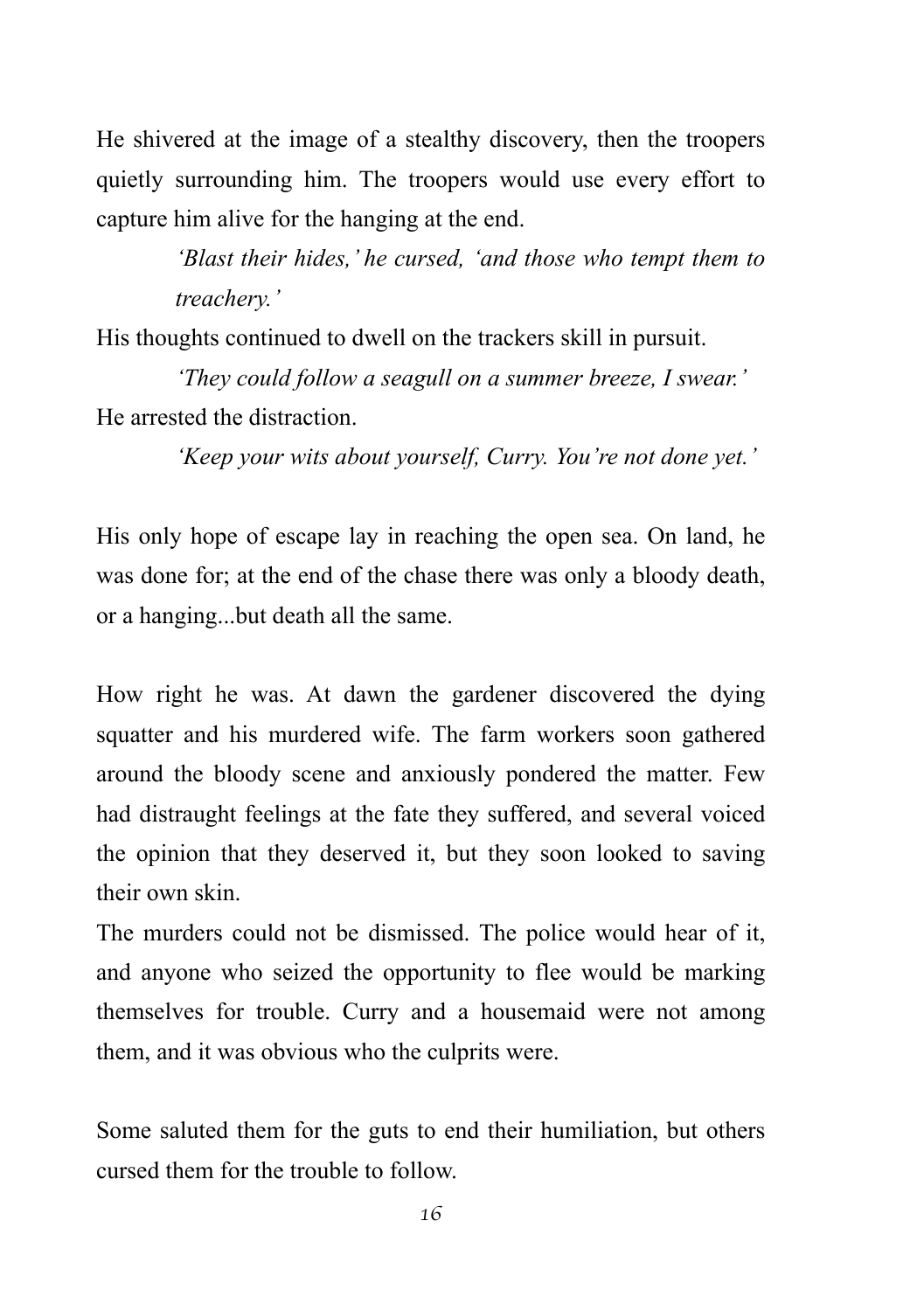He shivered at the image of a stealthy discovery, then the troopers quietly surrounding him. The troopers would use every effort to capture him alive for the hanging at the end.

> *'Blast their hides,' he cursed, 'and those who tempt them to treachery.'*

His thoughts continued to dwell on the trackers skill in pursuit.

> *'They could follow a seagull on a summer breeze, I swear.'*

He arrested the distraction.

> *'Keep your wits about yourself, Curry. You're not done yet.'*

His only hope of escape lay in reaching the open sea. On land, he was done for; at the end of the chase there was only a bloody death, or a hanging...but death all the same.

How right he was. At dawn the gardener discovered the dying squatter and his murdered wife. The farm workers soon gathered around the bloody scene and anxiously pondered the matter. Few had distraught feelings at the fate they suffered, and several voiced the opinion that they deserved it, but they soon looked to saving their own skin.

The murders could not be dismissed. The police would hear of it, and anyone who seized the opportunity to flee would be marking themselves for trouble. Curry and a housemaid were not among them, and it was obvious who the culprits were.

Some saluted them for the guts to end their humiliation, but others cursed them for the trouble to follow.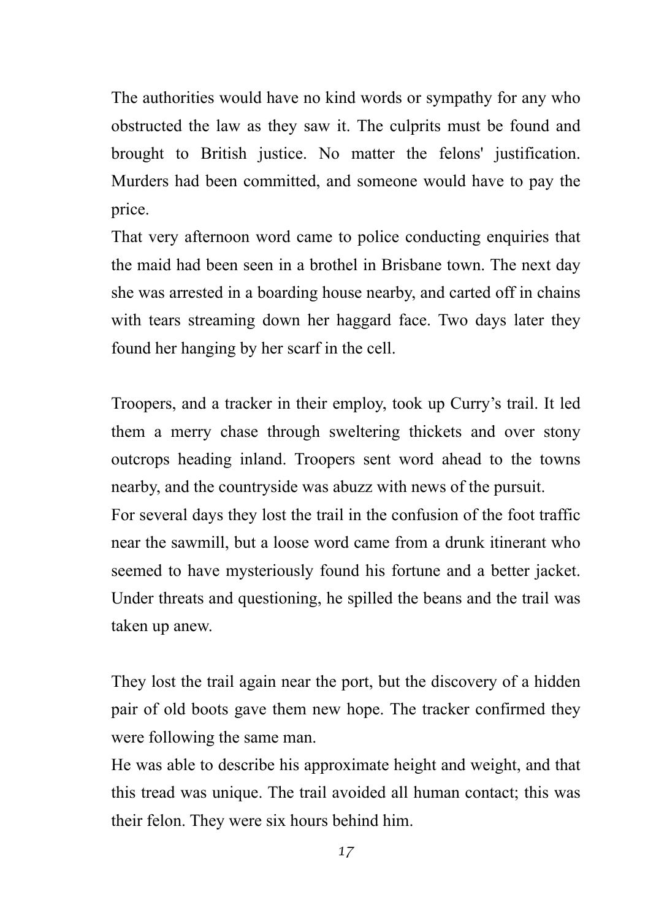The authorities would have no kind words or sympathy for any who obstructed the law as they saw it. The culprits must be found and brought to British justice. No matter the felons' justification. Murders had been committed, and someone would have to pay the price.

That very afternoon word came to police conducting enquiries that the maid had been seen in a brothel in Brisbane town. The next day she was arrested in a boarding house nearby, and carted off in chains with tears streaming down her haggard face. Two days later they found her hanging by her scarf in the cell.

Troopers, and a tracker in their employ, took up Curry's trail. It led them a merry chase through sweltering thickets and over stony outcrops heading inland. Troopers sent word ahead to the towns nearby, and the countryside was abuzz with news of the pursuit.

For several days they lost the trail in the confusion of the foot traffic near the sawmill, but a loose word came from a drunk itinerant who seemed to have mysteriously found his fortune and a better jacket. Under threats and questioning, he spilled the beans and the trail was taken up anew.

They lost the trail again near the port, but the discovery of a hidden pair of old boots gave them new hope. The tracker confirmed they were following the same man.

He was able to describe his approximate height and weight, and that this tread was unique. The trail avoided all human contact; this was their felon. They were six hours behind him.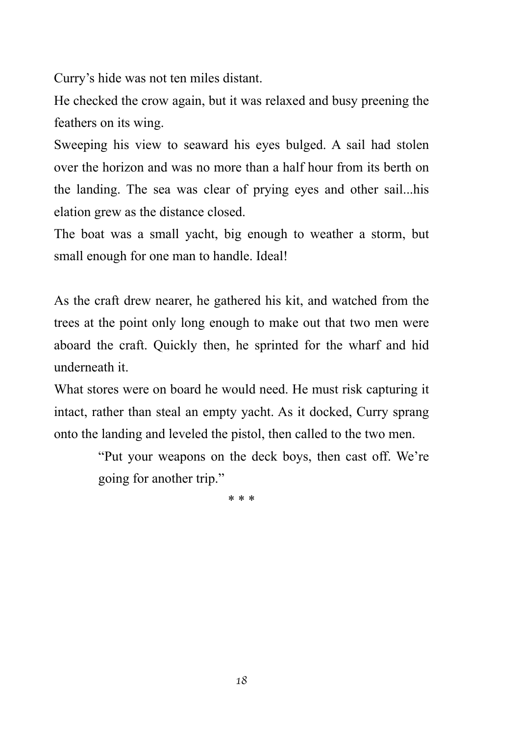Curry's hide was not ten miles distant.

He checked the crow again, but it was relaxed and busy preening the feathers on its wing.

Sweeping his view to seaward his eyes bulged. A sail had stolen over the horizon and was no more than a half hour from its berth on the landing. The sea was clear of prying eyes and other sail...his elation grew as the distance closed.

The boat was a small yacht, big enough to weather a storm, but small enough for one man to handle. Ideal!

As the craft drew nearer, he gathered his kit, and watched from the trees at the point only long enough to make out that two men were aboard the craft. Quickly then, he sprinted for the wharf and hid underneath it.

What stores were on board he would need. He must risk capturing it intact, rather than steal an empty yacht. As it docked, Curry sprang onto the landing and leveled the pistol, then called to the two men.

> "Put your weapons on the deck boys, then cast off. We're going for another trip."

\* \* \*